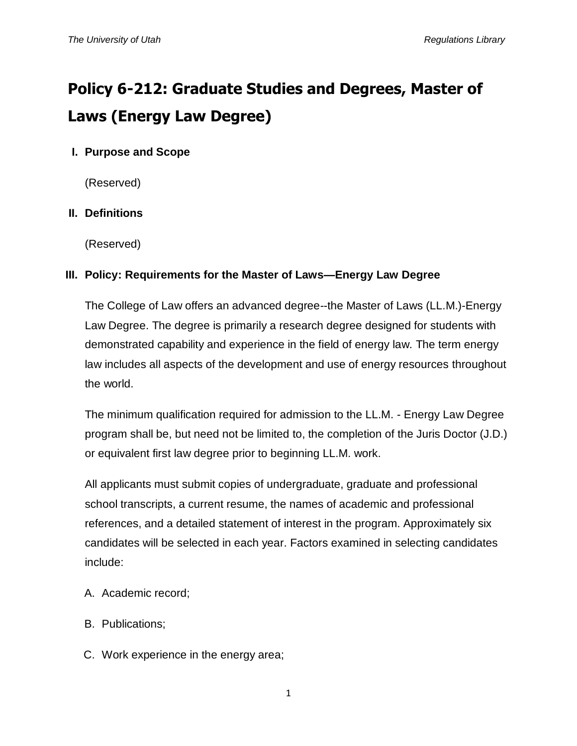# Policy 6-212: Graduate Studies and Degrees, Master of Laws (Energy Law Degree)

## I. Purpose and Scope

(Reserved)

## II. Definitions

(Reserved)

## III. Policy: Requirements for the Master of Laws—Energy Law Degree

The College of Law offers an advanced degree--the Master of Laws (LL.M.)-Energy Law Degree. The degree is primarily a research degree designed for students with demonstrated capability and experience in the field of energy law. The term energy law includes all aspects of the development and use of energy resources throughout the world.

The minimum qualification required for admission to the LL.M. - Energy Law Degree program shall be, but need not be limited to, the completion of the Juris Doctor (J.D.) or equivalent first law degree prior to beginning LL.M. work.

All applicants must submit copies of undergraduate, graduate and professional school transcripts, a current resume, the names of academic and professional references, and a detailed statement of interest in the program. Approximately six candidates will be selected in each year. Factors examined in selecting candidates include:

A. Academic record;

B. Publications;

C. Work experience in the energy area;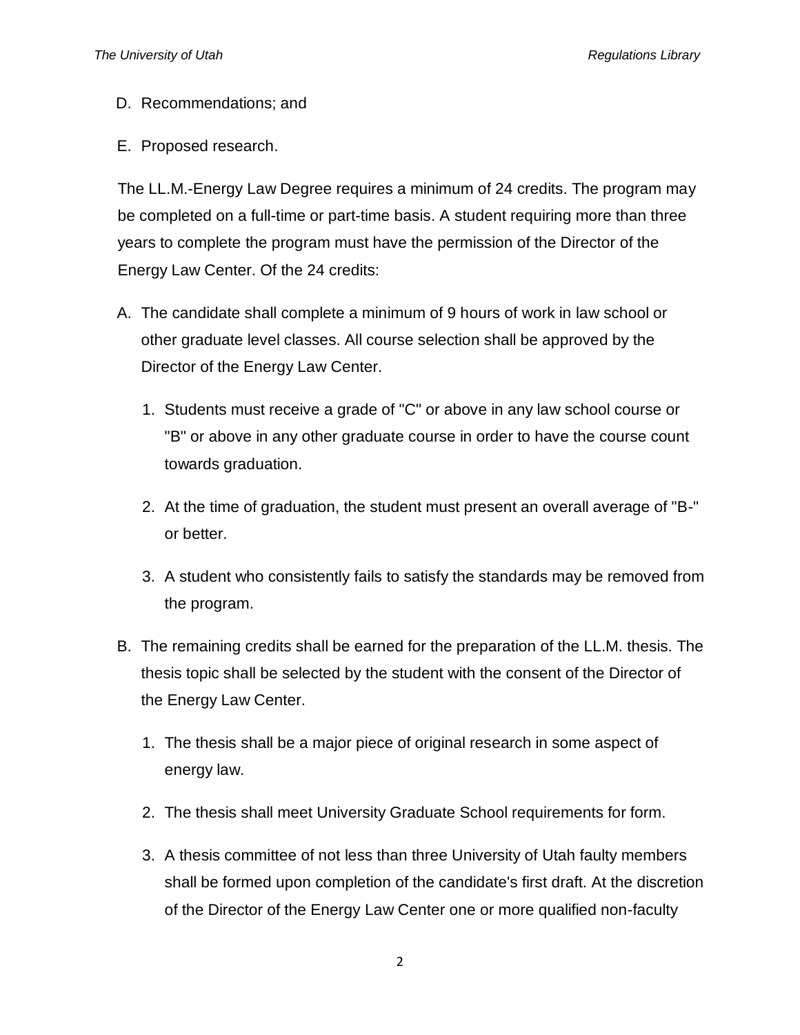D. Recommendations; and

E. Proposed research.

The LL.M.-Energy Law Degree requires a minimum of 24 credits. The program may be completed on a full-time or part-time basis. A student requiring more than three years to complete the program must have the permission of the Director of the Energy Law Center. Of the 24 credits:

A. The candidate shall complete a minimum of 9 hours of work in law school or other graduate level classes. All course selection shall be approved by the Director of the Energy Law Center.

   1. Students must receive a grade of "C" or above in any law school course or "B" or above in any other graduate course in order to have the course count towards graduation.

   2. At the time of graduation, the student must present an overall average of "B-" or better.

   3. A student who consistently fails to satisfy the standards may be removed from the program.

B. The remaining credits shall be earned for the preparation of the LL.M. thesis. The thesis topic shall be selected by the student with the consent of the Director of the Energy Law Center.

   1. The thesis shall be a major piece of original research in some aspect of energy law.

   2. The thesis shall meet University Graduate School requirements for form.

   3. A thesis committee of not less than three University of Utah faulty members shall be formed upon completion of the candidate's first draft. At the discretion of the Director of the Energy Law Center one or more qualified non-faculty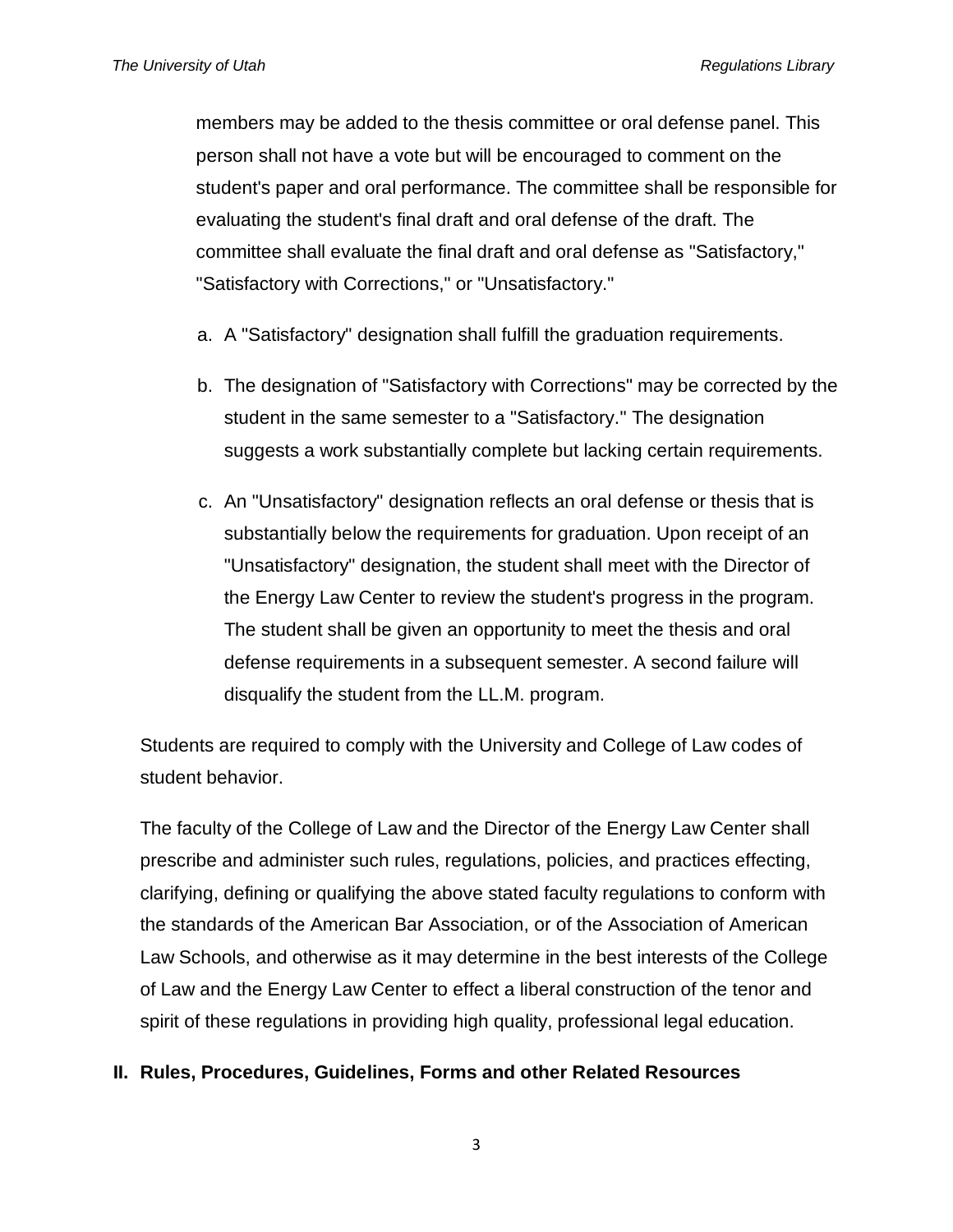members may be added to the thesis committee or oral defense panel. This person shall not have a vote but will be encouraged to comment on the student's paper and oral performance. The committee shall be responsible for evaluating the student's final draft and oral defense of the draft. The committee shall evaluate the final draft and oral defense as "Satisfactory," "Satisfactory with Corrections," or "Unsatisfactory."

a. A "Satisfactory" designation shall fulfill the graduation requirements.

b. The designation of "Satisfactory with Corrections" may be corrected by the student in the same semester to a "Satisfactory." The designation suggests a work substantially complete but lacking certain requirements.

c. An "Unsatisfactory" designation reflects an oral defense or thesis that is substantially below the requirements for graduation. Upon receipt of an "Unsatisfactory" designation, the student shall meet with the Director of the Energy Law Center to review the student's progress in the program. The student shall be given an opportunity to meet the thesis and oral defense requirements in a subsequent semester. A second failure will disqualify the student from the LL.M. program.

Students are required to comply with the University and College of Law codes of student behavior.

The faculty of the College of Law and the Director of the Energy Law Center shall prescribe and administer such rules, regulations, policies, and practices effecting, clarifying, defining or qualifying the above stated faculty regulations to conform with the standards of the American Bar Association, or of the Association of American Law Schools, and otherwise as it may determine in the best interests of the College of Law and the Energy Law Center to effect a liberal construction of the tenor and spirit of these regulations in providing high quality, professional legal education.

## II. Rules, Procedures, Guidelines, Forms and other Related Resources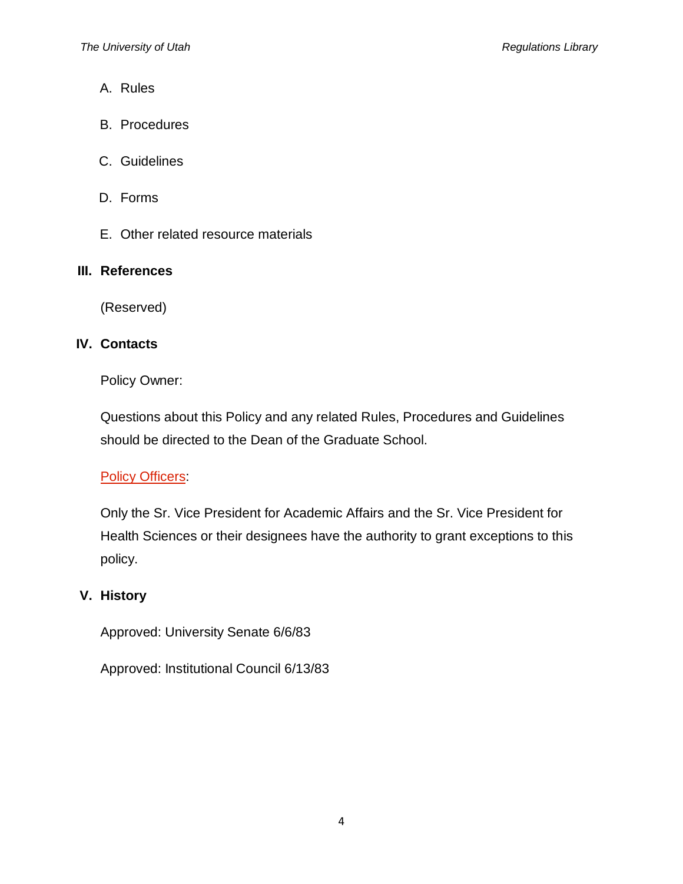A. Rules

B. Procedures

C. Guidelines

D. Forms

E. Other related resource materials

## III. References

(Reserved)

## IV. Contacts

Policy Owner:

Questions about this Policy and any related Rules, Procedures and Guidelines should be directed to the Dean of the Graduate School.

Policy Officers:

Only the Sr. Vice President for Academic Affairs and the Sr. Vice President for Health Sciences or their designees have the authority to grant exceptions to this policy.

## V. History

Approved: University Senate 6/6/83

Approved: Institutional Council 6/13/83